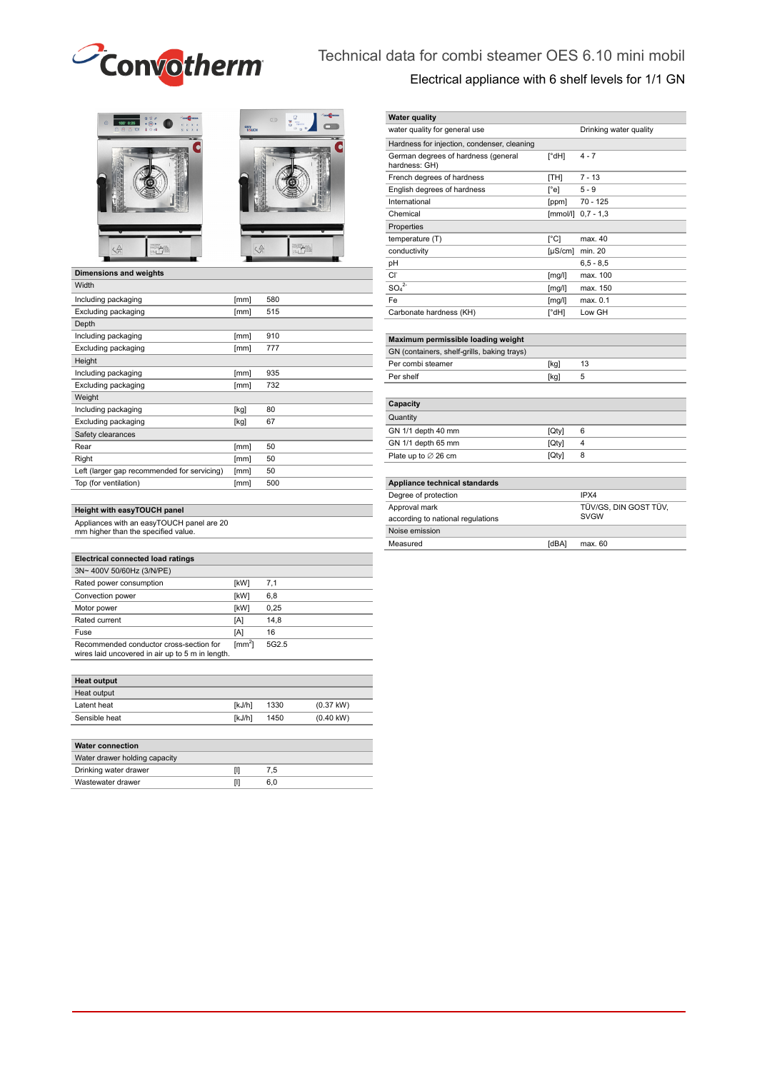# Technical data for combi steamer OES 6.10 mini mobil

## Electrical appliance with 6 shelf levels for 1/1 GN

| Dimensions and weights | | |
|---|---|---|
| Width | | |
| Including packaging | [mm] | 580 |
| Excluding packaging | [mm] | 515 |
| Depth | | |
| Including packaging | [mm] | 910 |
| Excluding packaging | [mm] | 777 |
| Height | | |
| Including packaging | [mm] | 935 |
| Excluding packaging | [mm] | 732 |
| Weight | | |
| Including packaging | [kg] | 80 |
| Excluding packaging | [kg] | 67 |
| Safety clearances | | |
| Rear | [mm] | 50 |
| Right | [mm] | 50 |
| Left (larger gap recommended for servicing) | [mm] | 50 |
| Top (for ventilation) | [mm] | 500 |

| Height with easyTOUCH panel |
|---|
| Appliances with an easyTOUCH panel are 20 mm higher than the specified value. |

| Electrical connected load ratings | | |
|---|---|---|
| 3N~ 400V 50/60Hz (3/N/PE) | | |
| Rated power consumption | [kW] | 7,1 |
| Convection power | [kW] | 6,8 |
| Motor power | [kW] | 0,25 |
| Rated current | [A] | 14,8 |
| Fuse | [A] | 16 |
| Recommended conductor cross-section for wires laid uncovered in air up to 5 m in length. | [mm$^2$] | 5G2.5 |

| Heat output | | | |
|---|---|---|---|
| Heat output | | | |
| Latent heat | [kJ/h] | 1330 | (0.37 kW) |
| Sensible heat | [kJ/h] | 1450 | (0.40 kW) |

| Water connection | | |
|---|---|---|
| Water drawer holding capacity | | |
| Drinking water drawer | [l] | 7,5 |
| Wastewater drawer | [l] | 6,0 |

| Water quality | | |
|---|---|---|
| water quality for general use | | Drinking water quality |
| Hardness for injection, condenser, cleaning | | |
| German degrees of hardness (general hardness: GH) | [°dH] | 4 - 7 |
| French degrees of hardness | [TH] | 7 - 13 |
| English degrees of hardness | [°e] | 5 - 9 |
| International | [ppm] | 70 - 125 |
| Chemical | [mmol/l] | 0,7 - 1,3 |
| Properties | | |
| temperature (T) | [°C] | max. 40 |
| conductivity | [µS/cm] | min. 20 |
| pH | | 6,5 - 8,5 |
| $Cl^-$ | [mg/l] | max. 100 |
| $SO_4^{2-}$ | [mg/l] | max. 150 |
| Fe | [mg/l] | max. 0.1 |
| Carbonate hardness (KH) | [°dH] | Low GH |

| Maximum permissible loading weight | | |
|---|---|---|
| GN (containers, shelf-grills, baking trays) | | |
| Per combi steamer | [kg] | 13 |
| Per shelf | [kg] | 5 |

| Capacity | | |
|---|---|---|
| Quantity | | |
| GN 1/1 depth 40 mm | [Qty] | 6 |
| GN 1/1 depth 65 mm | [Qty] | 4 |
| Plate up to ∅ 26 cm | [Qty] | 8 |

| Appliance technical standards | | |
|---|---|---|
| Degree of protection | | IPX4 |
| Approval mark according to national regulations | | TÜV/GS, DIN GOST TÜV, SVGW |
| Noise emission | | |
| Measured | [dBA] | max. 60 |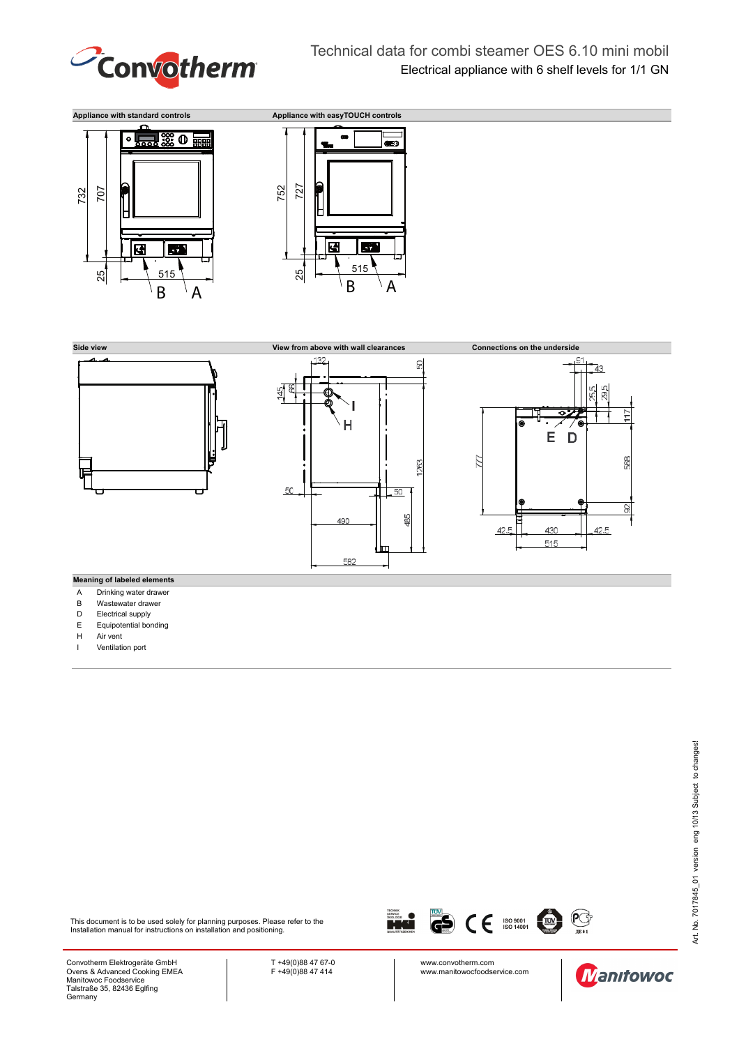# Technical data for combi steamer OES 6.10 mini mobil

Electrical appliance with 6 shelf levels for 1/1 GN

**Appliance with standard controls**

732
707
25
515
B
A

**Appliance with easyTOUCH controls**

752
727
25
515
B
A

**Side view**

**View from above with wall clearances**

132
50
145
66
I
H
1263
50
50
490
485
582

**Connections on the underside**

61
43
25.5
29.5
117
E D
777
588
92
42.5
430
42.5
515

**Meaning of labeled elements**

| | |
|---|---|
| A | Drinking water drawer |
| B | Wastewater drawer |
| D | Electrical supply |
| E | Equipotential bonding |
| H | Air vent |
| I | Ventilation port |

This document is to be used solely for planning purposes. Please refer to the Installation manual for instructions on installation and positioning.

ISO 9001
ISO 14001

Convotherm Elektrogeräte GmbH
Ovens & Advanced Cooking EMEA
Manitowoc Foodservice
Talstraße 35, 82436 Eglfing
Germany

T +49(0)88 47 67-0
F +49(0)88 47 414

www.convotherm.com
www.manitowocfoodservice.com

Art. No. 7017845_01 version eng 10/13 Subject to changes!